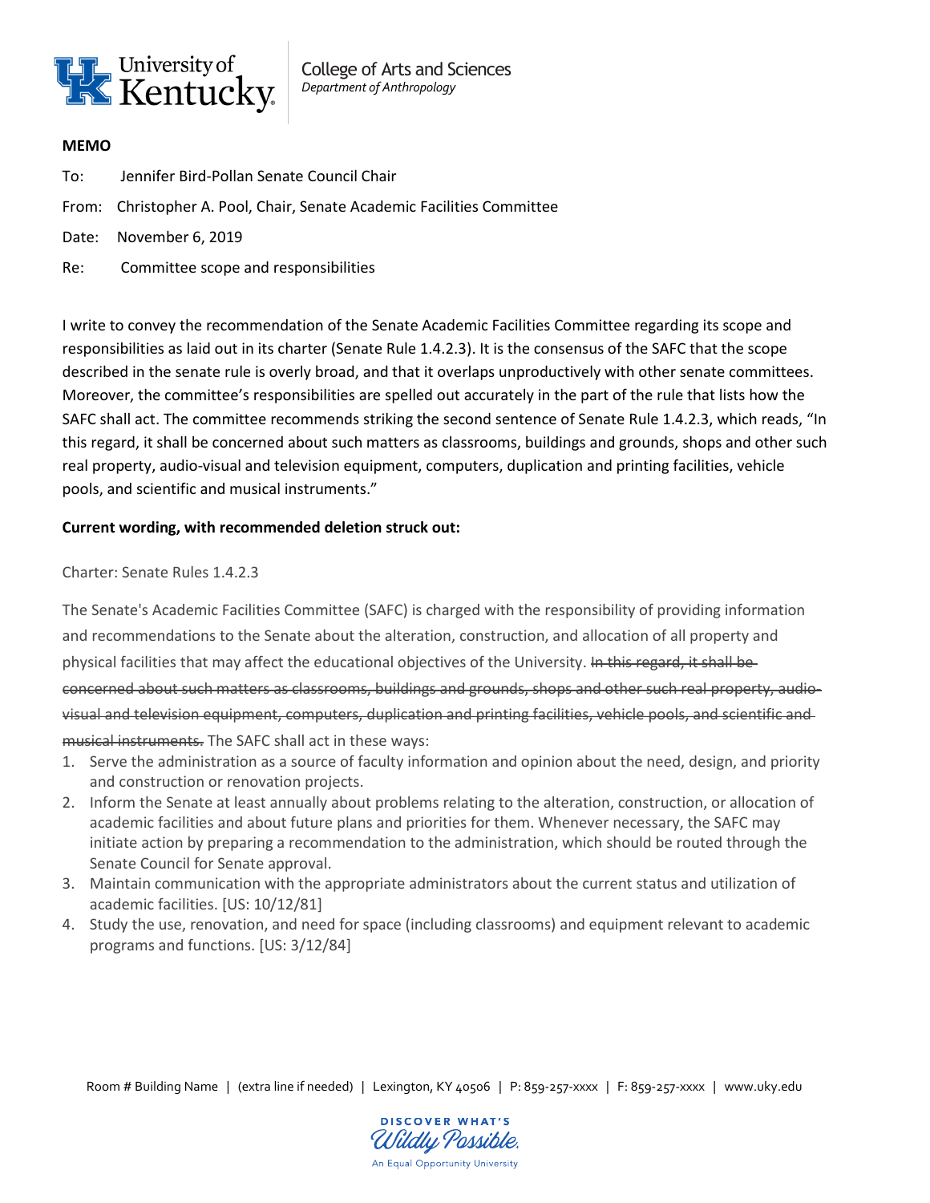University of Kentucky

College of Arts and Sciences
*Department of Anthropology*

**MEMO**

To: Jennifer Bird-Pollan Senate Council Chair

From: Christopher A. Pool, Chair, Senate Academic Facilities Committee

Date: November 6, 2019

Re: Committee scope and responsibilities

I write to convey the recommendation of the Senate Academic Facilities Committee regarding its scope and responsibilities as laid out in its charter (Senate Rule 1.4.2.3). It is the consensus of the SAFC that the scope described in the senate rule is overly broad, and that it overlaps unproductively with other senate committees. Moreover, the committee's responsibilities are spelled out accurately in the part of the rule that lists how the SAFC shall act. The committee recommends striking the second sentence of Senate Rule 1.4.2.3, which reads, "In this regard, it shall be concerned about such matters as classrooms, buildings and grounds, shops and other such real property, audio-visual and television equipment, computers, duplication and printing facilities, vehicle pools, and scientific and musical instruments."

**Current wording, with recommended deletion struck out:**

Charter: Senate Rules 1.4.2.3

The Senate's Academic Facilities Committee (SAFC) is charged with the responsibility of providing information and recommendations to the Senate about the alteration, construction, and allocation of all property and physical facilities that may affect the educational objectives of the University. ~~In this regard, it shall be concerned about such matters as classrooms, buildings and grounds, shops and other such real property, audio-visual and television equipment, computers, duplication and printing facilities, vehicle pools, and scientific and musical instruments.~~ The SAFC shall act in these ways:

1. Serve the administration as a source of faculty information and opinion about the need, design, and priority and construction or renovation projects.
2. Inform the Senate at least annually about problems relating to the alteration, construction, or allocation of academic facilities and about future plans and priorities for them. Whenever necessary, the SAFC may initiate action by preparing a recommendation to the administration, which should be routed through the Senate Council for Senate approval.
3. Maintain communication with the appropriate administrators about the current status and utilization of academic facilities. [US: 10/12/81]
4. Study the use, renovation, and need for space (including classrooms) and equipment relevant to academic programs and functions. [US: 3/12/84]

Room # Building Name | (extra line if needed) | Lexington, KY 40506 | P: 859-257-xxxx | F: 859-257-xxxx | www.uky.edu

DISCOVER WHAT'S *Wildly Possible.*
An Equal Opportunity University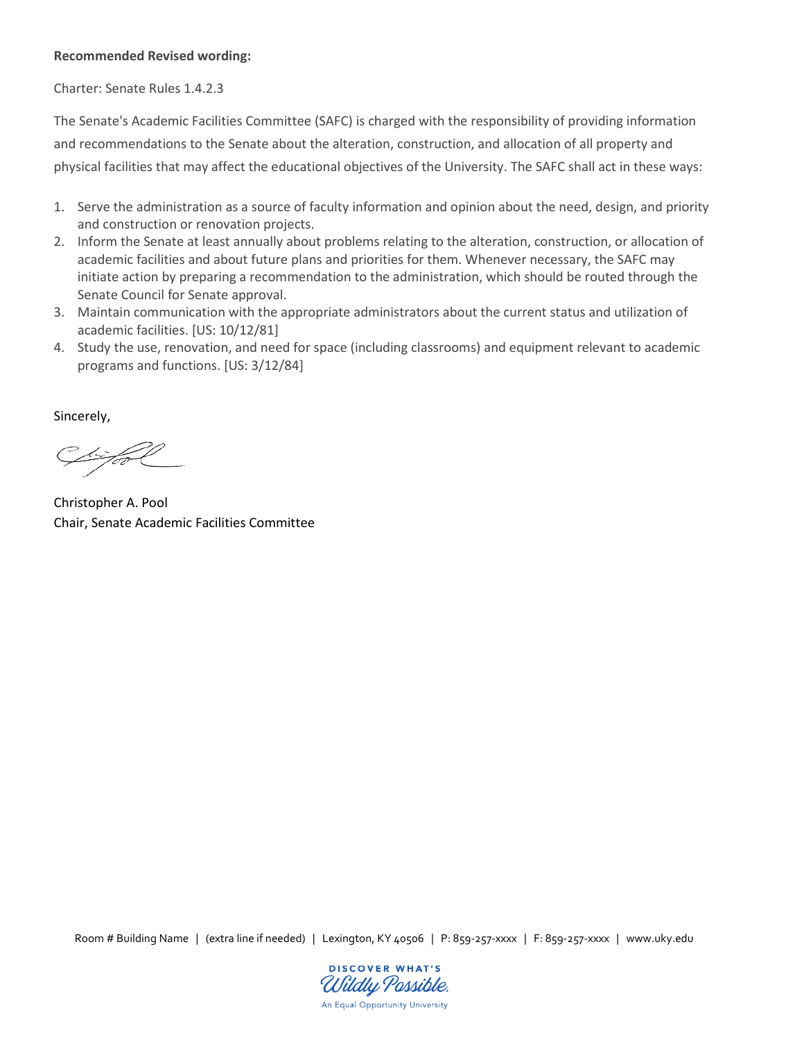**Recommended Revised wording:**

Charter: Senate Rules 1.4.2.3

The Senate's Academic Facilities Committee (SAFC) is charged with the responsibility of providing information and recommendations to the Senate about the alteration, construction, and allocation of all property and physical facilities that may affect the educational objectives of the University. The SAFC shall act in these ways:

1. Serve the administration as a source of faculty information and opinion about the need, design, and priority and construction or renovation projects.
2. Inform the Senate at least annually about problems relating to the alteration, construction, or allocation of academic facilities and about future plans and priorities for them. Whenever necessary, the SAFC may initiate action by preparing a recommendation to the administration, which should be routed through the Senate Council for Senate approval.
3. Maintain communication with the appropriate administrators about the current status and utilization of academic facilities. [US: 10/12/81]
4. Study the use, renovation, and need for space (including classrooms) and equipment relevant to academic programs and functions. [US: 3/12/84]

Sincerely,

Christopher A. Pool
Chair, Senate Academic Facilities Committee